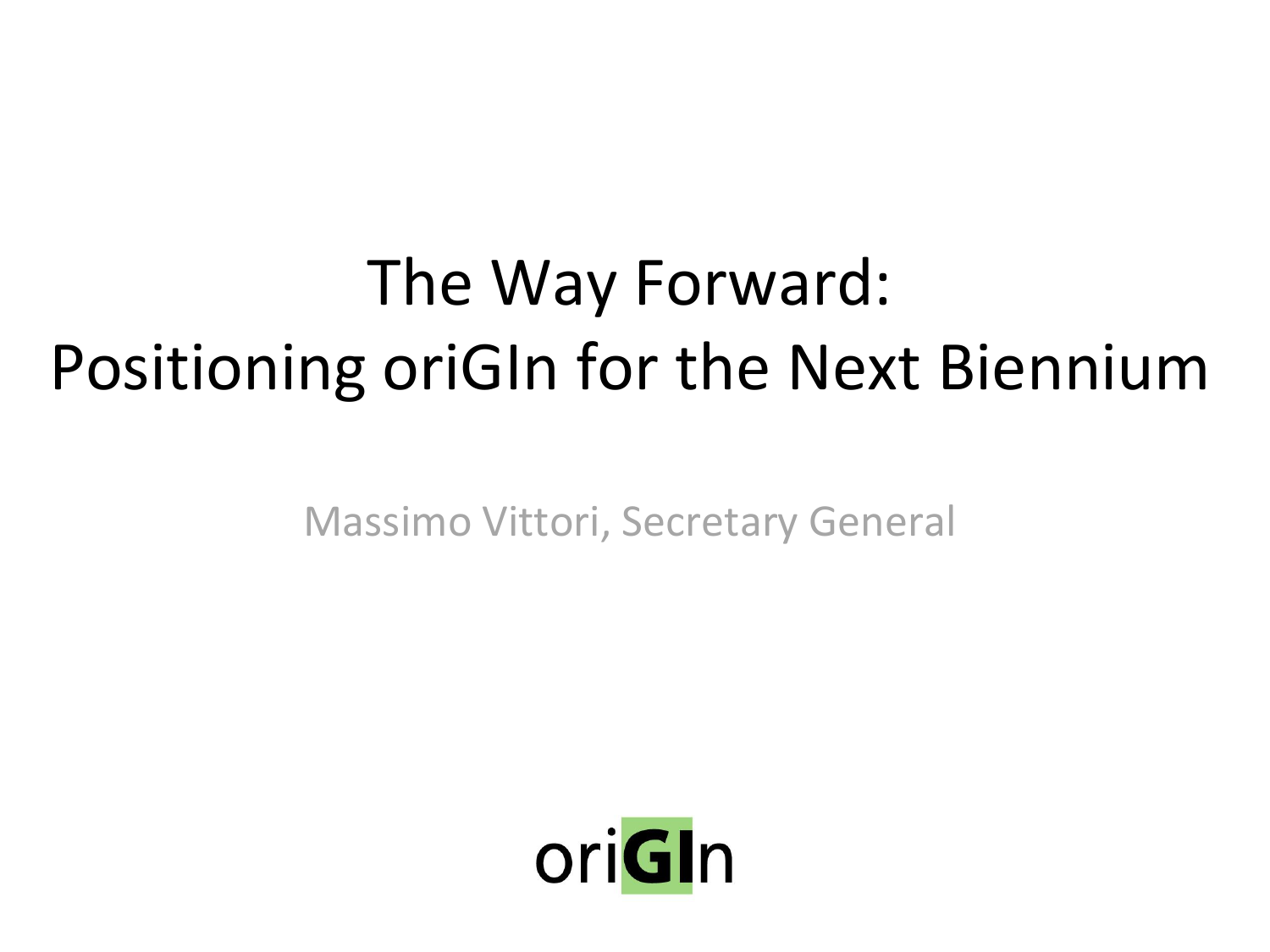# The Way Forward: Positioning oriGIn for the Next Biennium

Massimo Vittori, Secretary General

ori**GI**n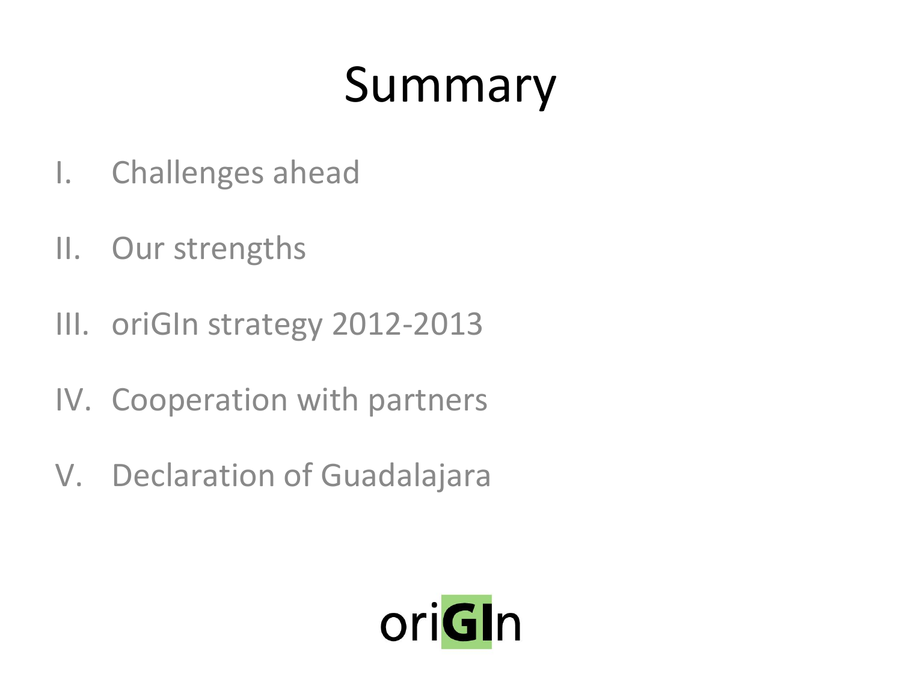# Summary

I. Challenges ahead

II. Our strengths

III. oriGIn strategy 2012-2013

IV. Cooperation with partners

V. Declaration of Guadalajara

oriGIn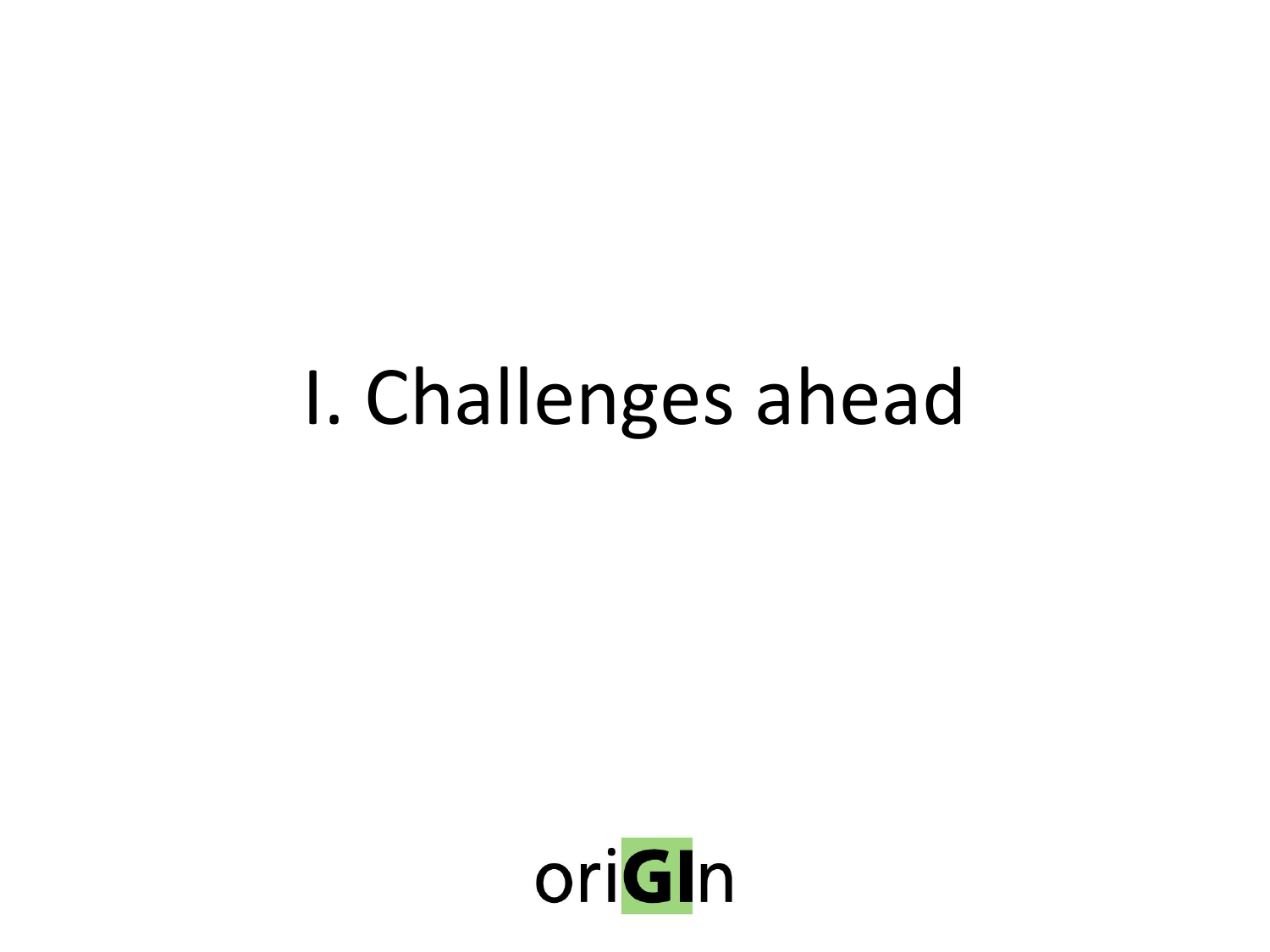# I. Challenges ahead

ori**GI**n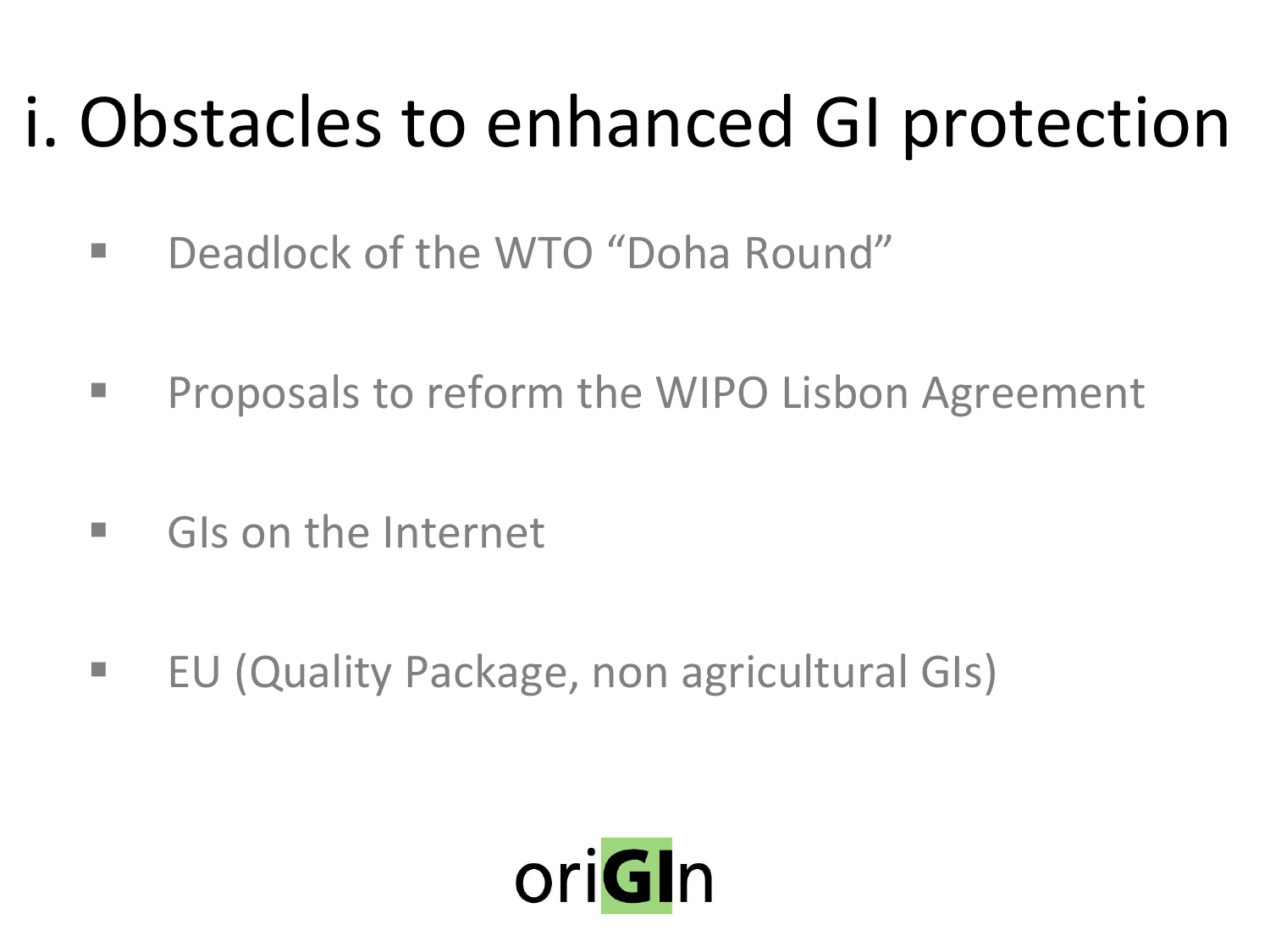# i. Obstacles to enhanced GI protection

- Deadlock of the WTO "Doha Round"
- Proposals to reform the WIPO Lisbon Agreement
- GIs on the Internet
- EU (Quality Package, non agricultural GIs)

oriGIn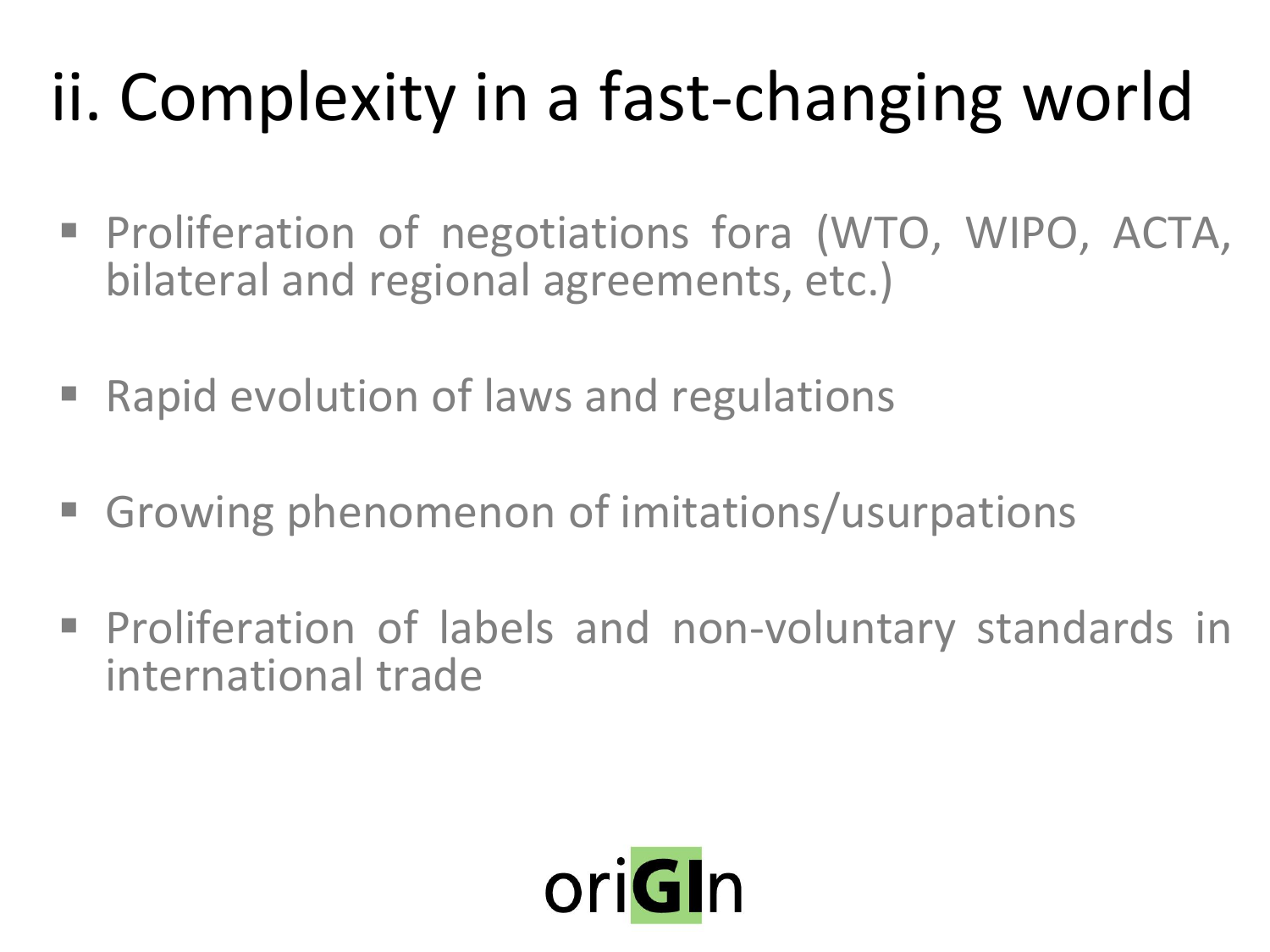# ii. Complexity in a fast-changing world

- Proliferation of negotiations fora (WTO, WIPO, ACTA, bilateral and regional agreements, etc.)
- Rapid evolution of laws and regulations
- Growing phenomenon of imitations/usurpations
- Proliferation of labels and non-voluntary standards in international trade

oriGIn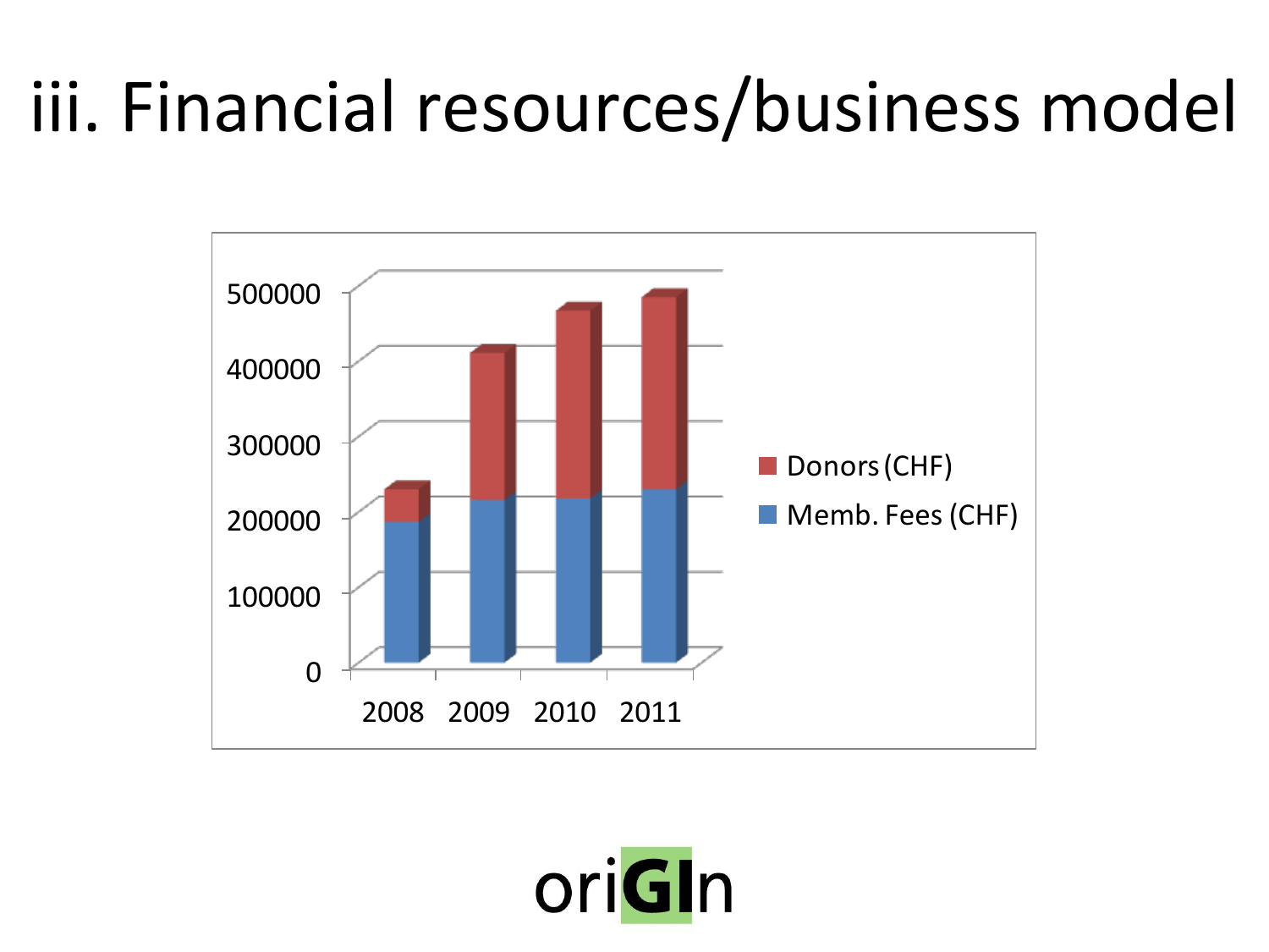# iii. Financial resources/business model

| | 2008 | 2009 | 2010 | 2011 |
|---|---|---|---|---|
| Donors (CHF) | | | | |
| Memb. Fees (CHF) | | | | |

oriGIn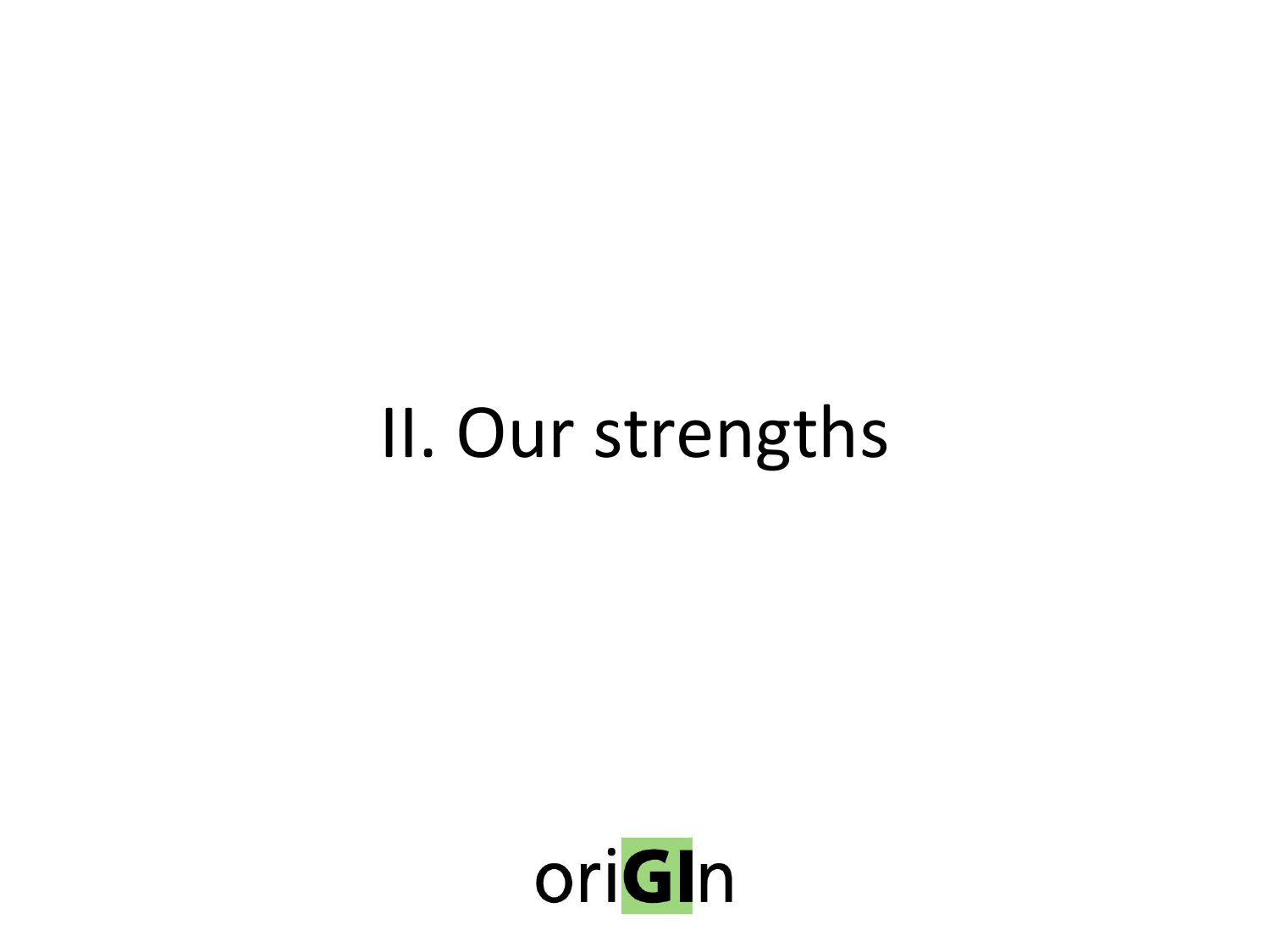# II. Our strengths

ori**GI**n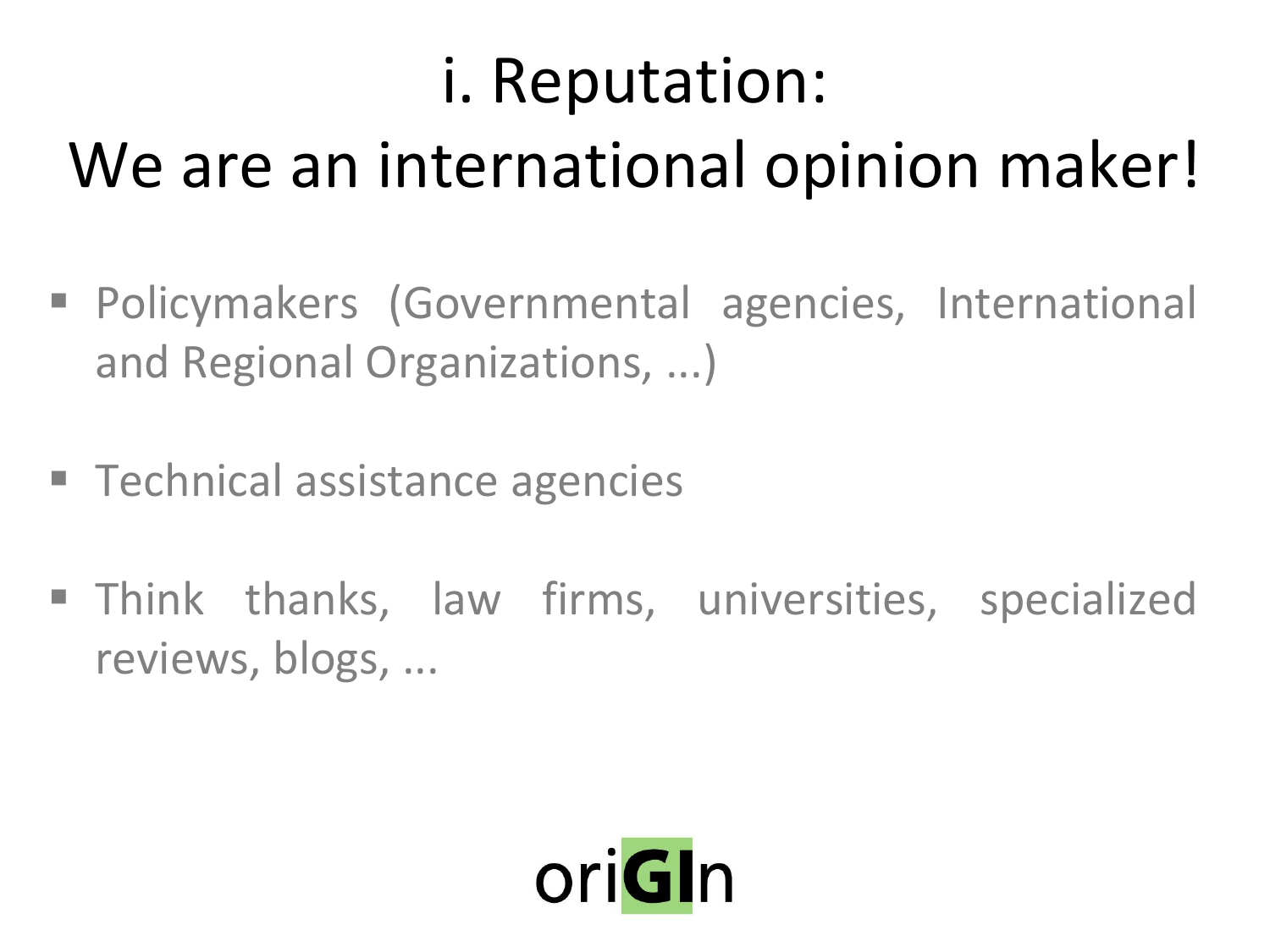# i. Reputation:
# We are an international opinion maker!

- Policymakers (Governmental agencies, International and Regional Organizations, ...)

- Technical assistance agencies

- Think thanks, law firms, universities, specialized reviews, blogs, ...

oriGIn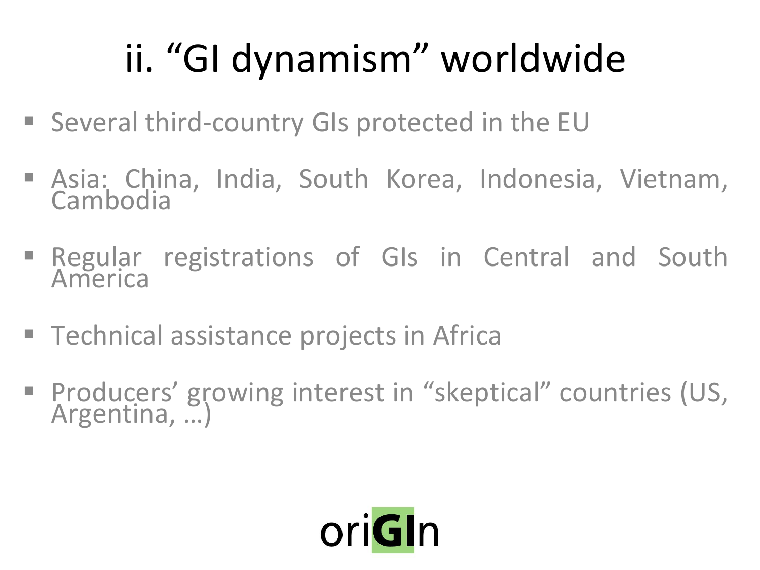# ii. “GI dynamism” worldwide

- Several third-country GIs protected in the EU
- Asia: China, India, South Korea, Indonesia, Vietnam, Cambodia
- Regular registrations of GIs in Central and South America
- Technical assistance projects in Africa
- Producers’ growing interest in “skeptical” countries (US, Argentina, …)

oriGIn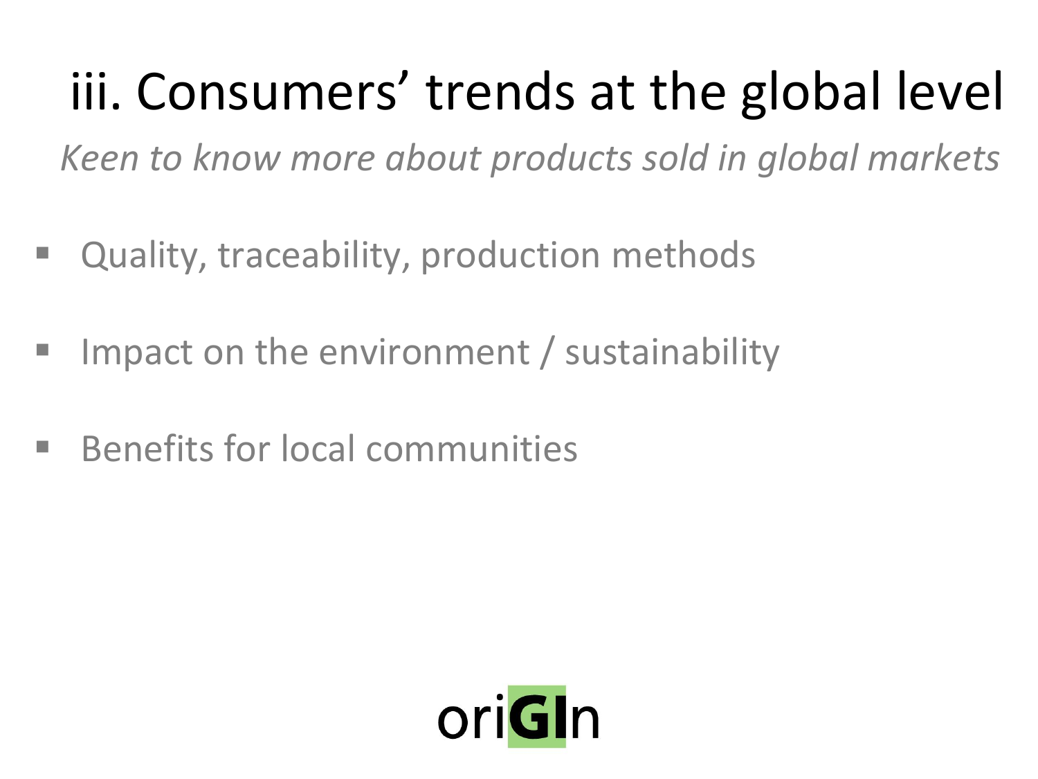# iii. Consumers' trends at the global level

*Keen to know more about products sold in global markets*

- Quality, traceability, production methods
- Impact on the environment / sustainability
- Benefits for local communities

oriGIn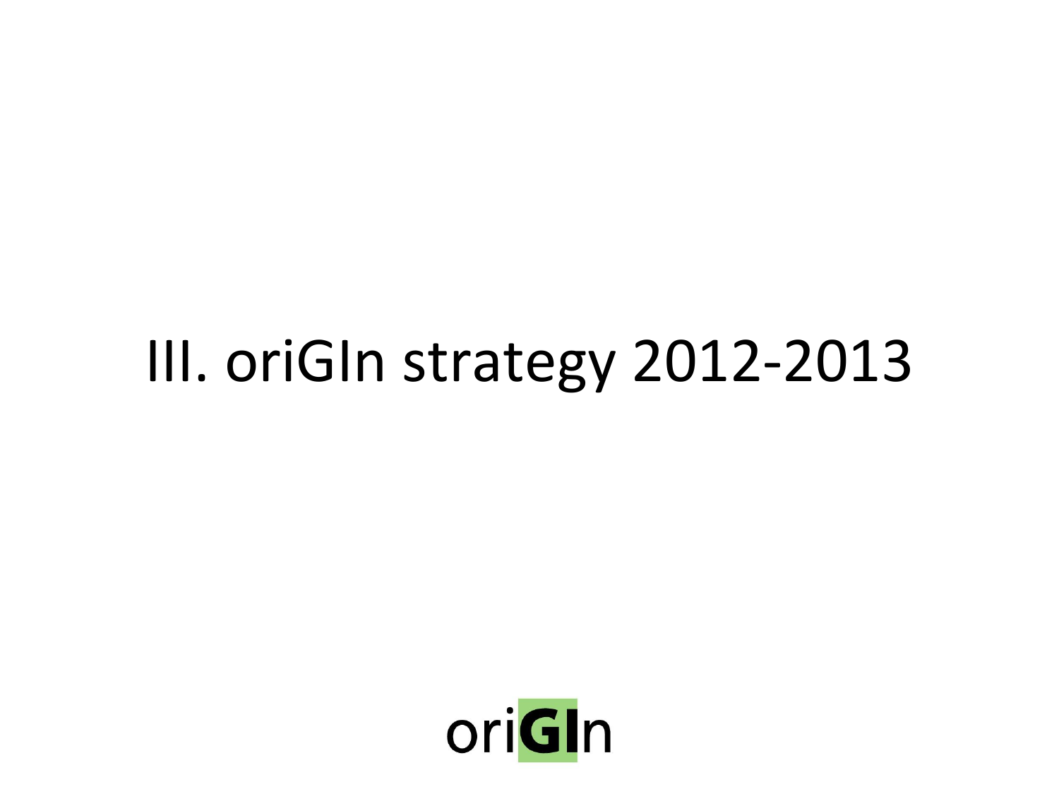# III. oriGIn strategy 2012-2013

oriGIn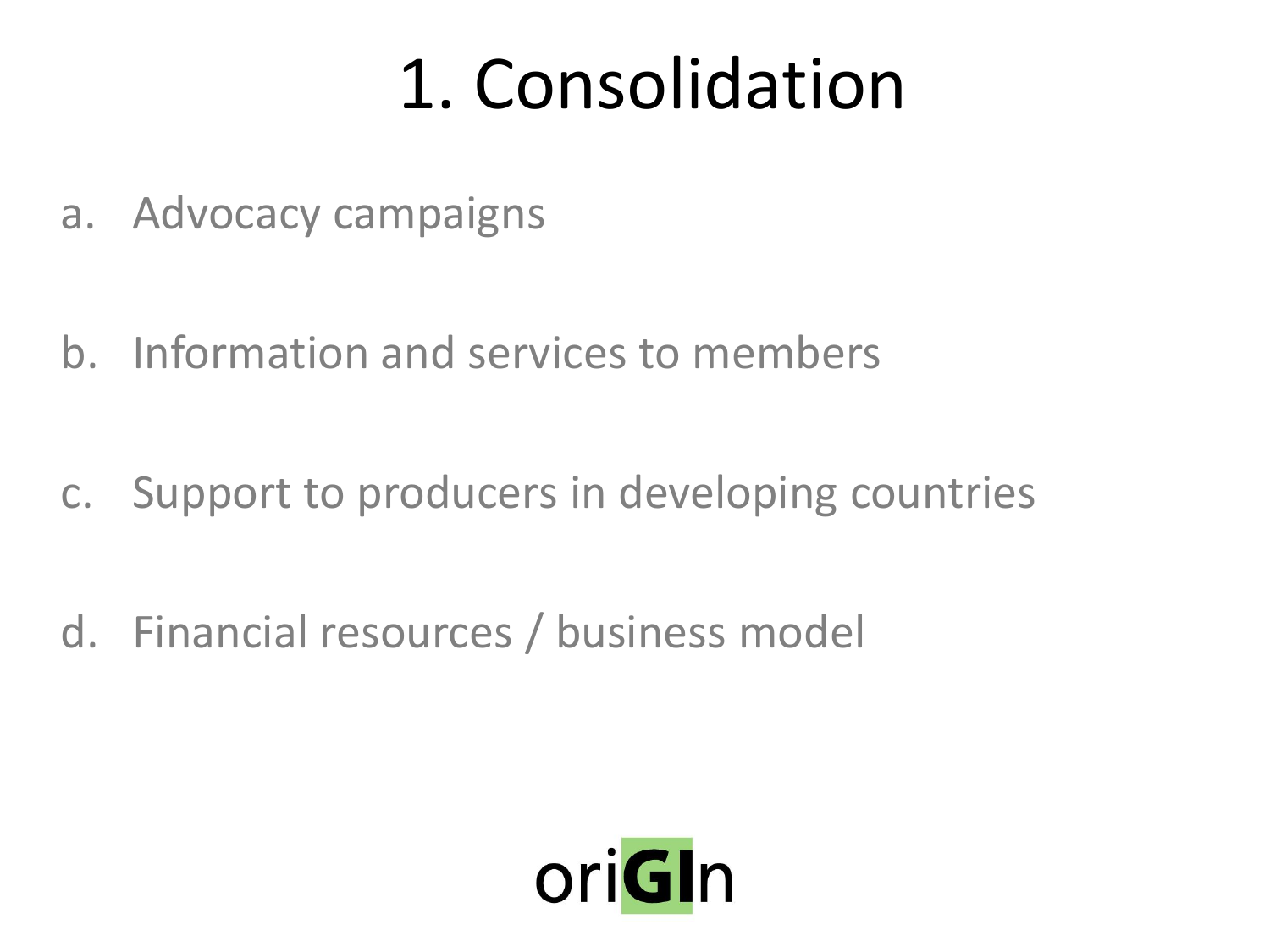# 1. Consolidation

a. Advocacy campaigns

b. Information and services to members

c. Support to producers in developing countries

d. Financial resources / business model

oriGIn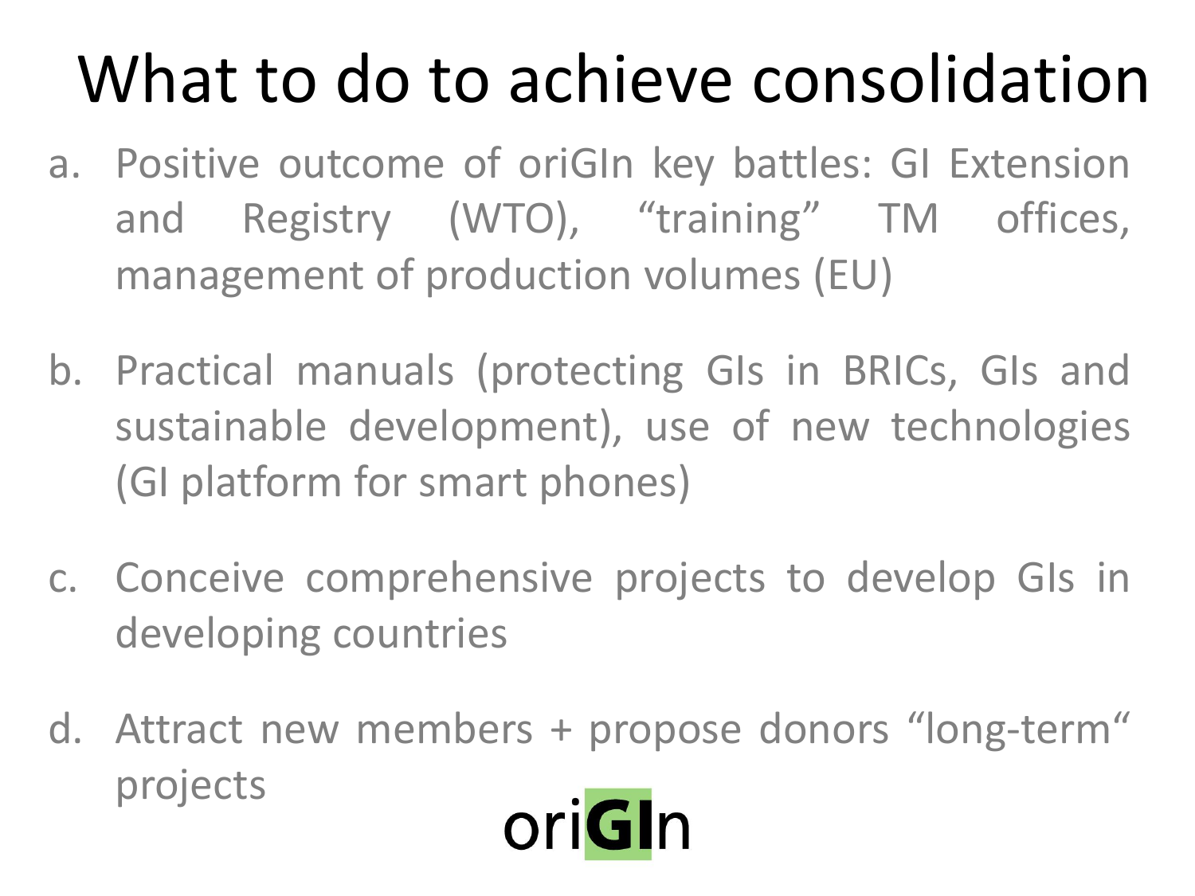# What to do to achieve consolidation

a. Positive outcome of oriGIn key battles: GI Extension and Registry (WTO), “training” TM offices, management of production volumes (EU)

b. Practical manuals (protecting GIs in BRICs, GIs and sustainable development), use of new technologies (GI platform for smart phones)

c. Conceive comprehensive projects to develop GIs in developing countries

d. Attract new members + propose donors “long-term“ projects

oriGIn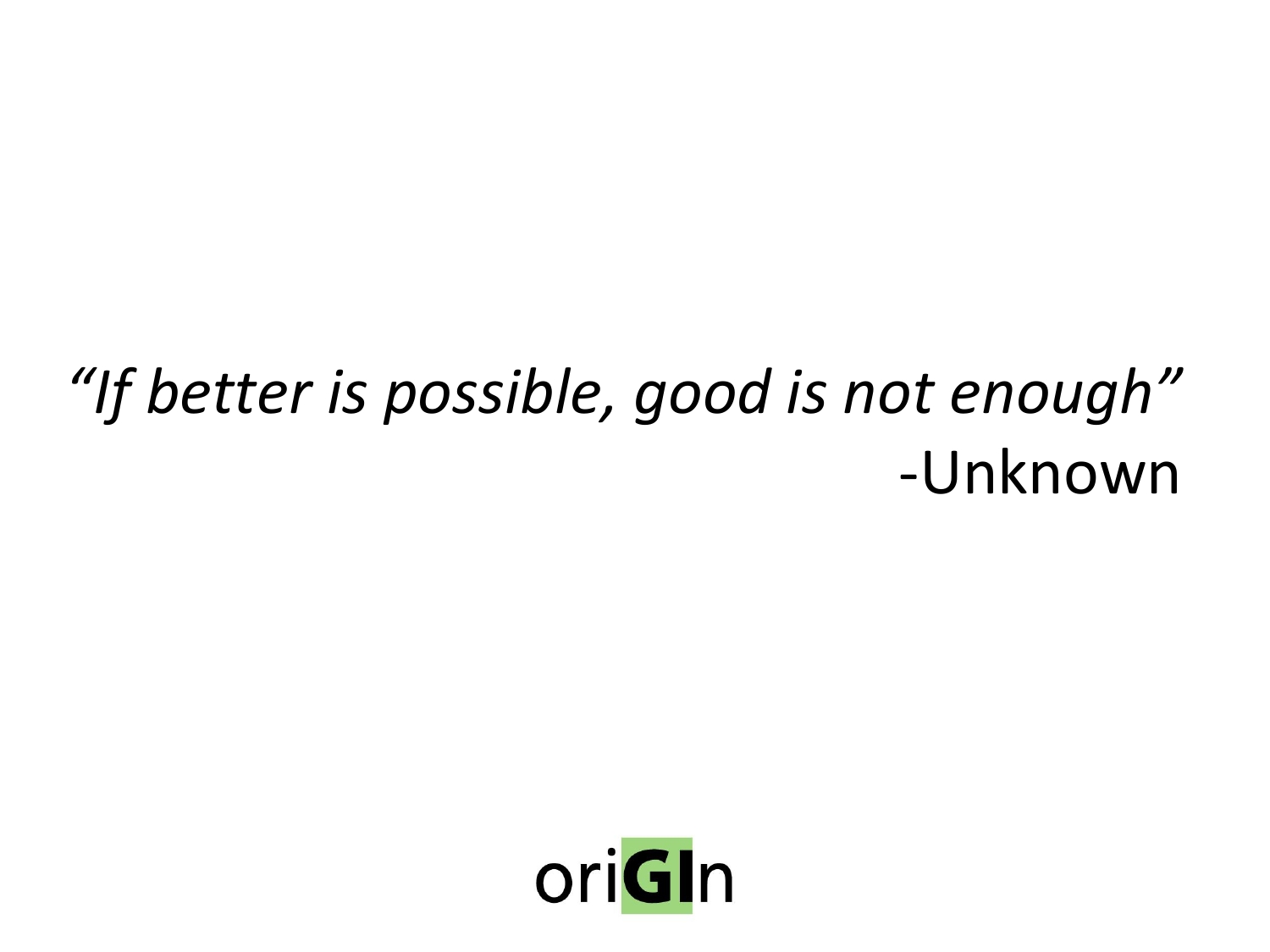*"If better is possible, good is not enough"*

-Unknown

ori**GI**n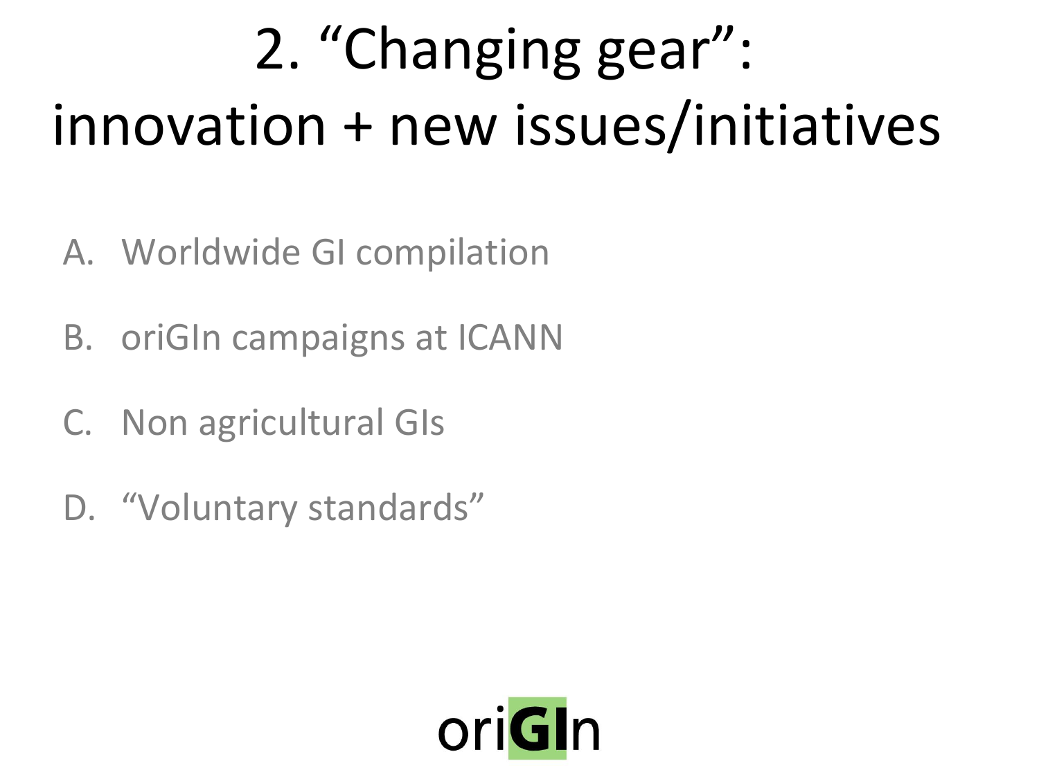# 2. "Changing gear": innovation + new issues/initiatives

A. Worldwide GI compilation

B. oriGIn campaigns at ICANN

C. Non agricultural GIs

D. "Voluntary standards"

oriGIn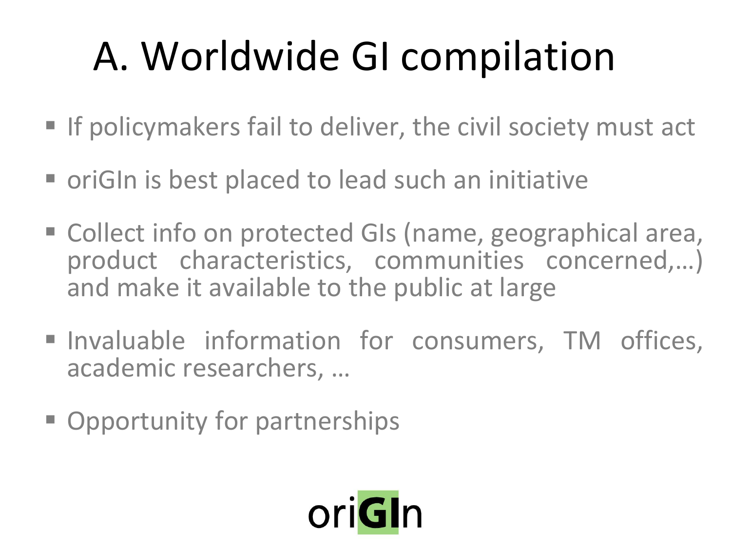# A. Worldwide GI compilation

- If policymakers fail to deliver, the civil society must act
- oriGIn is best placed to lead such an initiative
- Collect info on protected GIs (name, geographical area, product characteristics, communities concerned,…) and make it available to the public at large
- Invaluable information for consumers, TM offices, academic researchers, …
- Opportunity for partnerships

oriGIn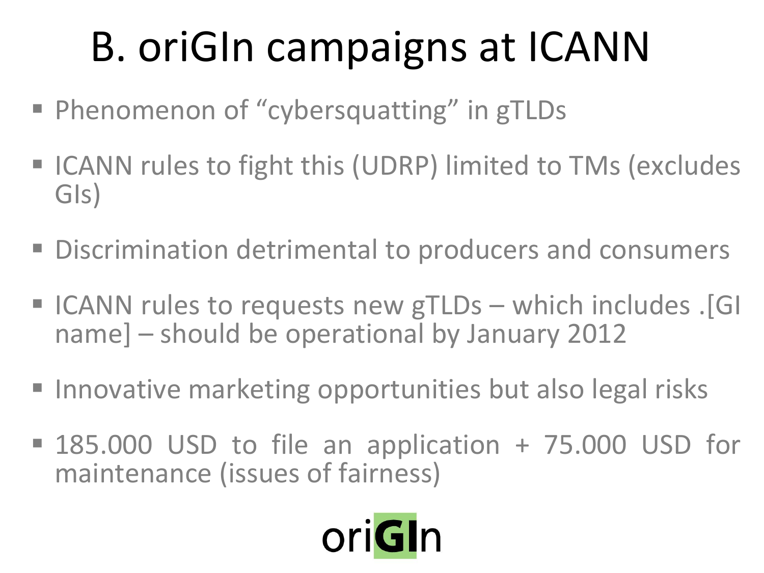# B. oriGIn campaigns at ICANN

- Phenomenon of “cybersquatting” in gTLDs
- ICANN rules to fight this (UDRP) limited to TMs (excludes GIs)
- Discrimination detrimental to producers and consumers
- ICANN rules to requests new gTLDs – which includes .[GI name] – should be operational by January 2012
- Innovative marketing opportunities but also legal risks
- 185.000 USD to file an application + 75.000 USD for maintenance (issues of fairness)

oriGIn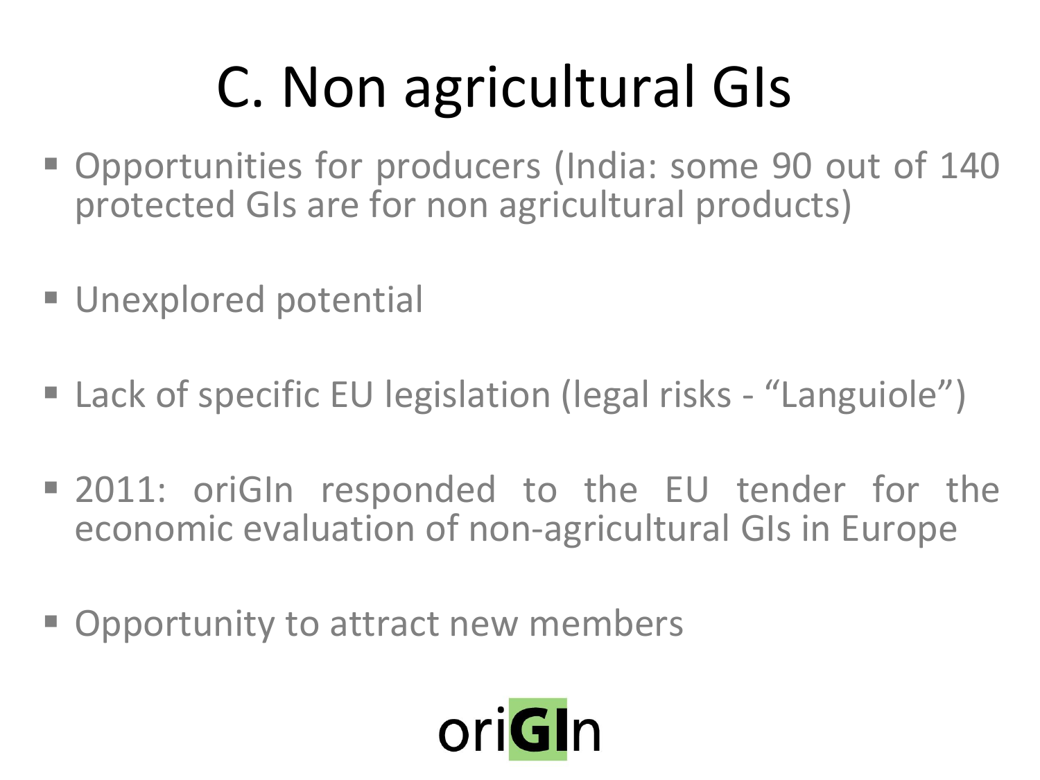# C. Non agricultural GIs

- Opportunities for producers (India: some 90 out of 140 protected GIs are for non agricultural products)
- Unexplored potential
- Lack of specific EU legislation (legal risks - "Languiole")
- 2011: oriGIn responded to the EU tender for the economic evaluation of non-agricultural GIs in Europe
- Opportunity to attract new members

oriGIn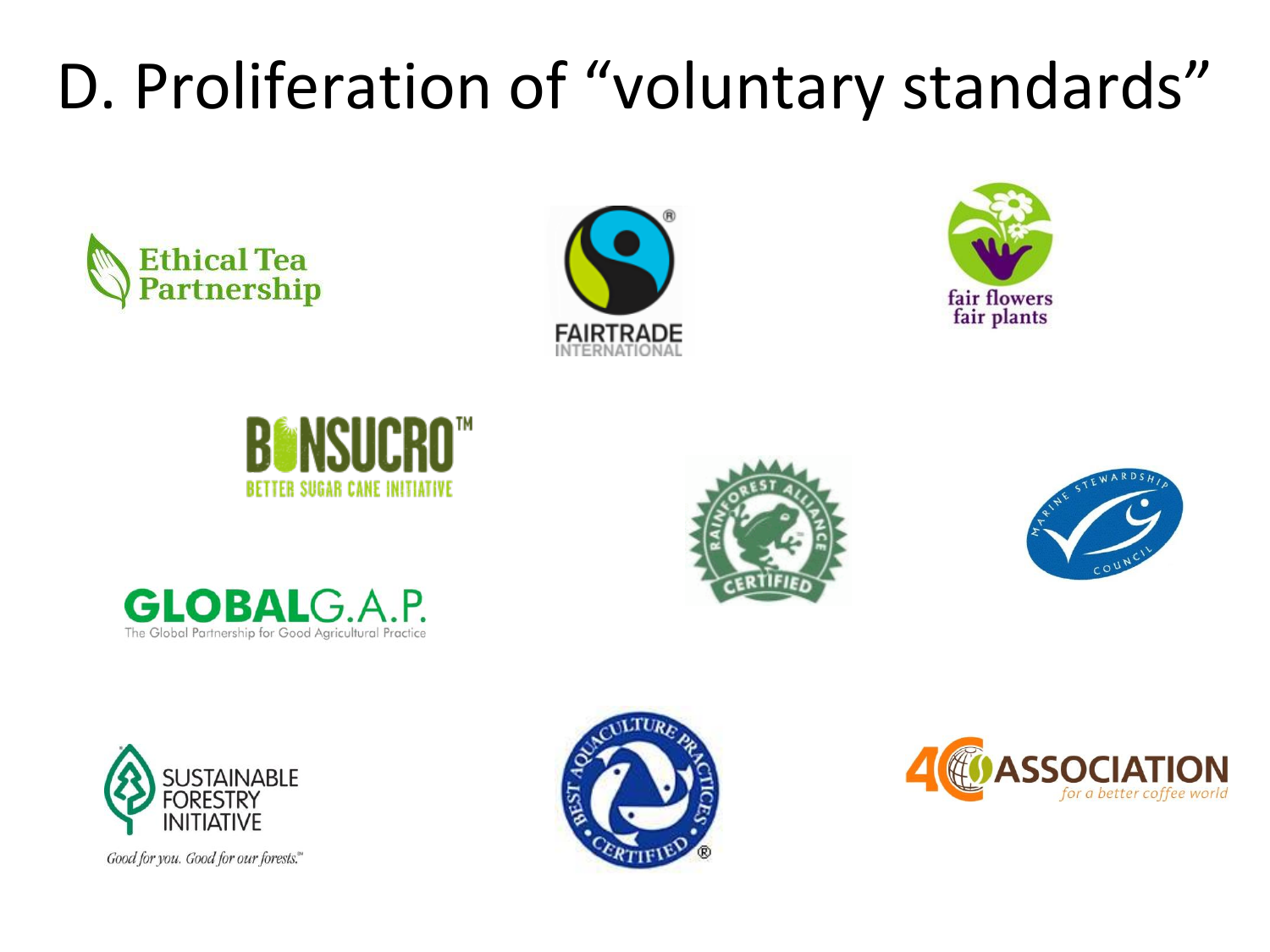# D. Proliferation of "voluntary standards"

Ethical Tea Partnership

FAIRTRADE INTERNATIONAL

fair flowers fair plants

BONSUCRO™
BETTER SUGAR CANE INITIATIVE

RAINFOREST ALLIANCE CERTIFIED

MARINE STEWARDSHIP COUNCIL

GLOBALG.A.P.
The Global Partnership for Good Agricultural Practice

SUSTAINABLE FORESTRY INITIATIVE
*Good for you. Good for our forests.*

BEST AQUACULTURE PRACTICES CERTIFIED

4C ASSOCIATION
*for a better coffee world*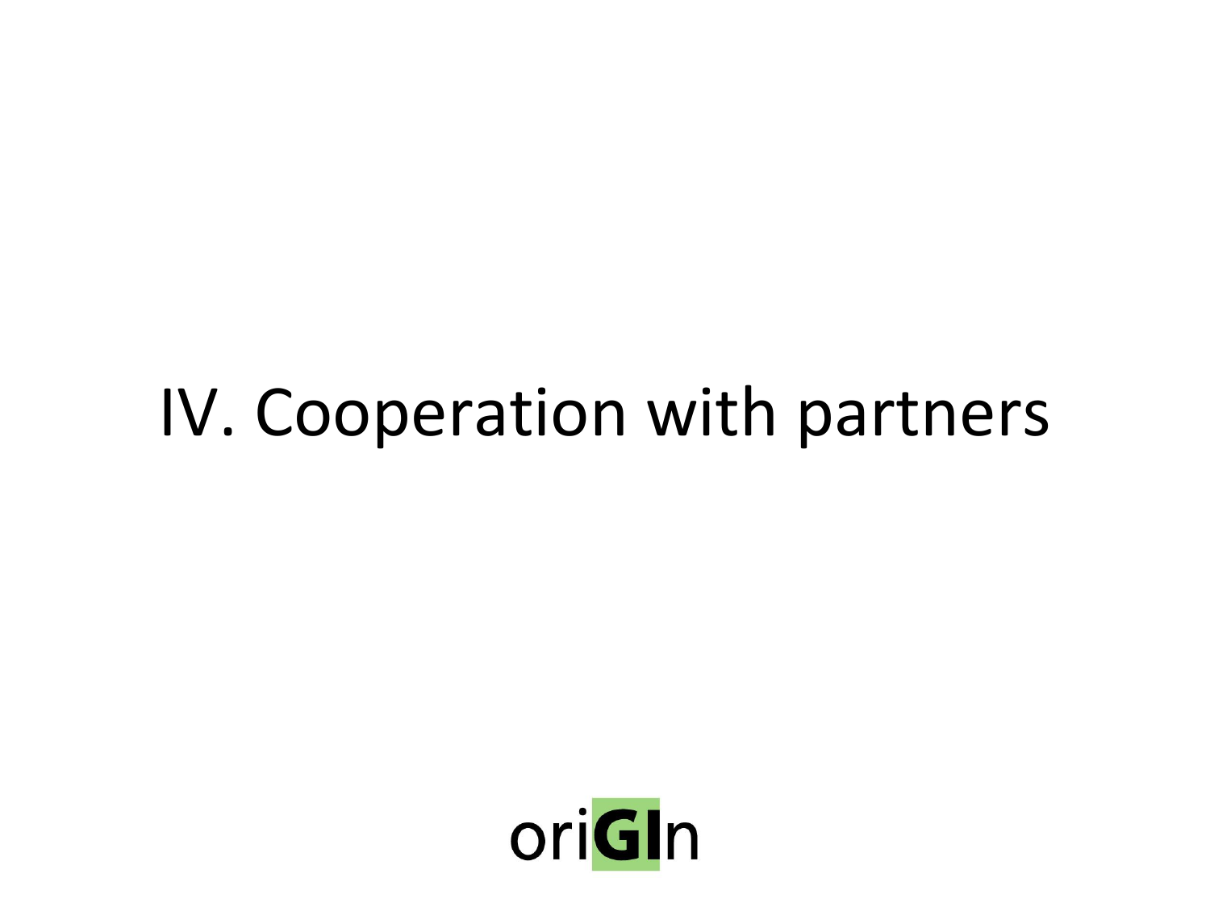# IV. Cooperation with partners

oriGIn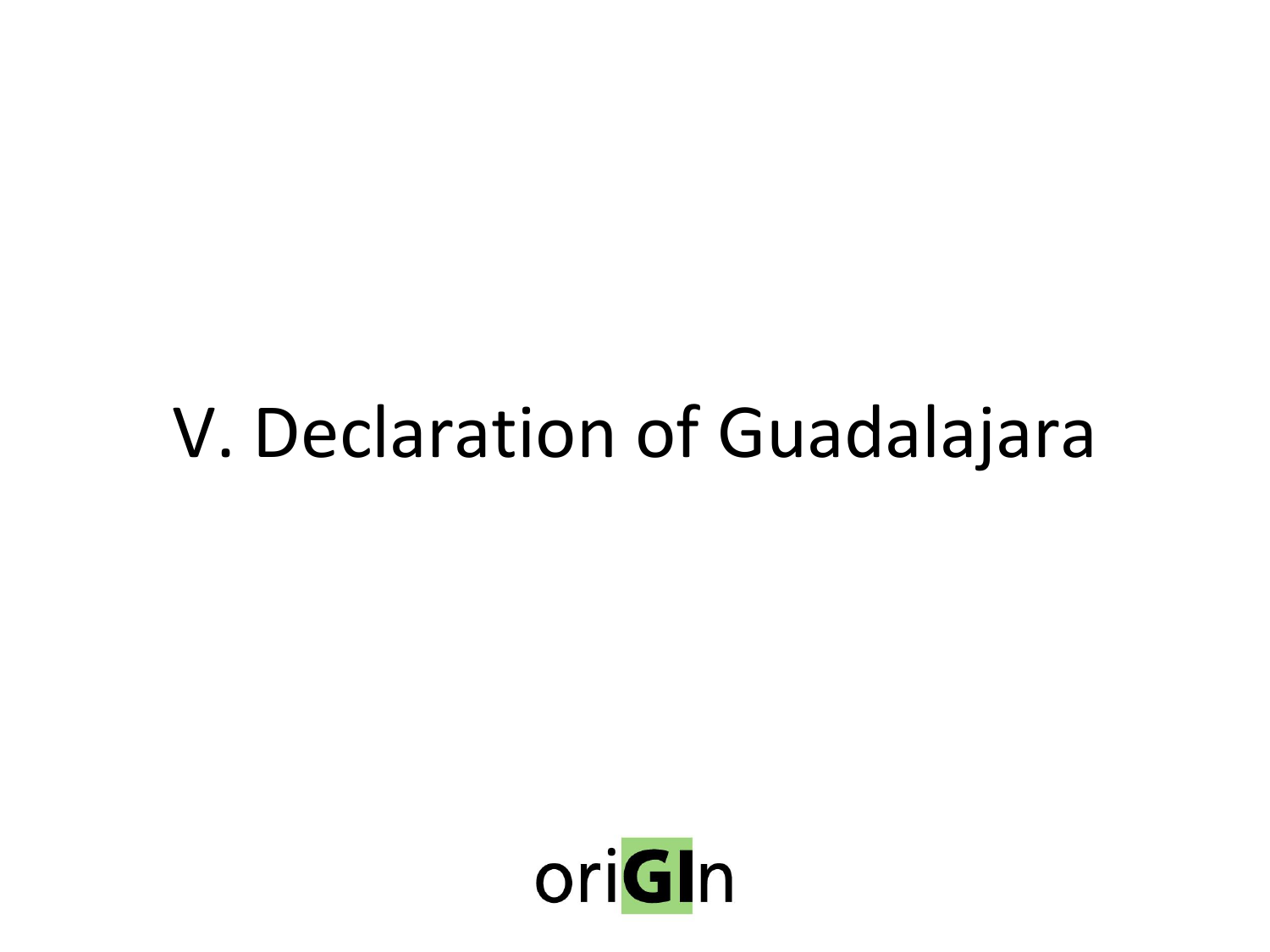# V. Declaration of Guadalajara

oriGIn